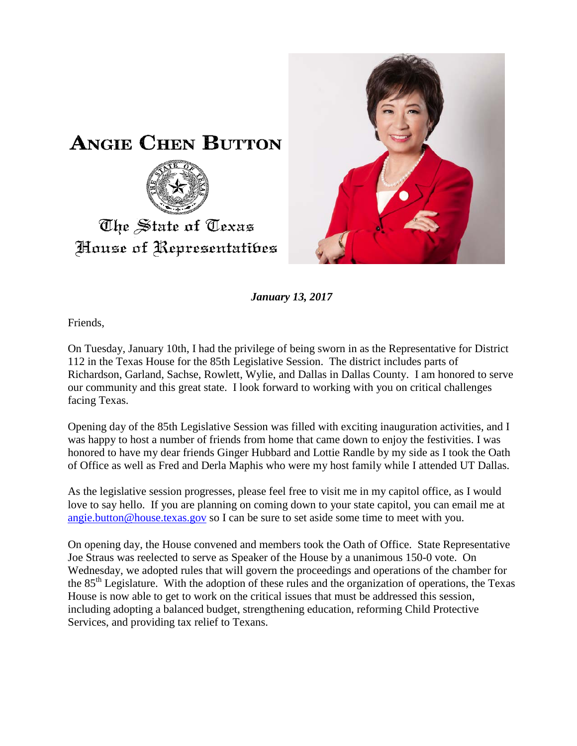# ANGIE CHEN BUTTON

The State of Texas
House of Representatives

***January 13, 2017***

Friends,

On Tuesday, January 10th, I had the privilege of being sworn in as the Representative for District 112 in the Texas House for the 85th Legislative Session. The district includes parts of Richardson, Garland, Sachse, Rowlett, Wylie, and Dallas in Dallas County. I am honored to serve our community and this great state. I look forward to working with you on critical challenges facing Texas.

Opening day of the 85th Legislative Session was filled with exciting inauguration activities, and I was happy to host a number of friends from home that came down to enjoy the festivities. I was honored to have my dear friends Ginger Hubbard and Lottie Randle by my side as I took the Oath of Office as well as Fred and Derla Maphis who were my host family while I attended UT Dallas.

As the legislative session progresses, please feel free to visit me in my capitol office, as I would love to say hello. If you are planning on coming down to your state capitol, you can email me at [angie.button@house.texas.gov](mailto:angie.button@house.texas.gov) so I can be sure to set aside some time to meet with you.

On opening day, the House convened and members took the Oath of Office. State Representative Joe Straus was reelected to serve as Speaker of the House by a unanimous 150-0 vote. On Wednesday, we adopted rules that will govern the proceedings and operations of the chamber for the 85th Legislature. With the adoption of these rules and the organization of operations, the Texas House is now able to get to work on the critical issues that must be addressed this session, including adopting a balanced budget, strengthening education, reforming Child Protective Services, and providing tax relief to Texans.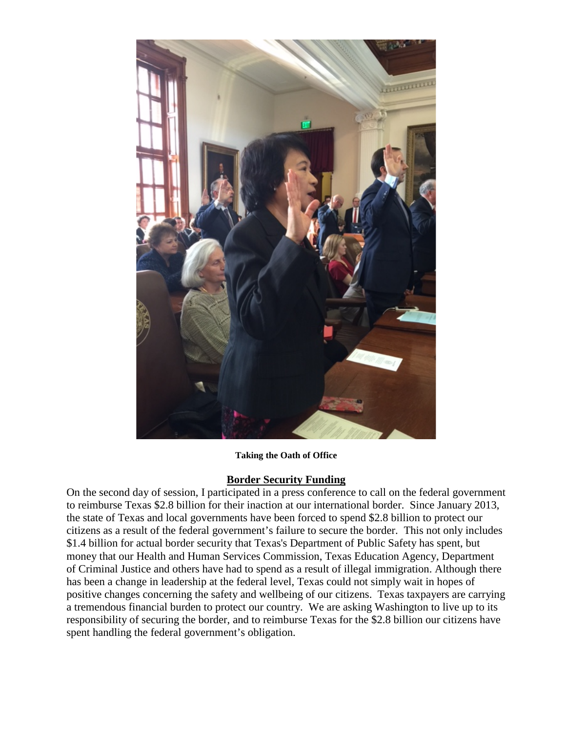**Taking the Oath of Office**

## Border Security Funding

On the second day of session, I participated in a press conference to call on the federal government to reimburse Texas $2.8 billion for their inaction at our international border. Since January 2013, the state of Texas and local governments have been forced to spend $2.8 billion to protect our citizens as a result of the federal government's failure to secure the border. This not only includes $1.4 billion for actual border security that Texas's Department of Public Safety has spent, but money that our Health and Human Services Commission, Texas Education Agency, Department of Criminal Justice and others have had to spend as a result of illegal immigration. Although there has been a change in leadership at the federal level, Texas could not simply wait in hopes of positive changes concerning the safety and wellbeing of our citizens. Texas taxpayers are carrying a tremendous financial burden to protect our country. We are asking Washington to live up to its responsibility of securing the border, and to reimburse Texas for the $2.8 billion our citizens have spent handling the federal government's obligation.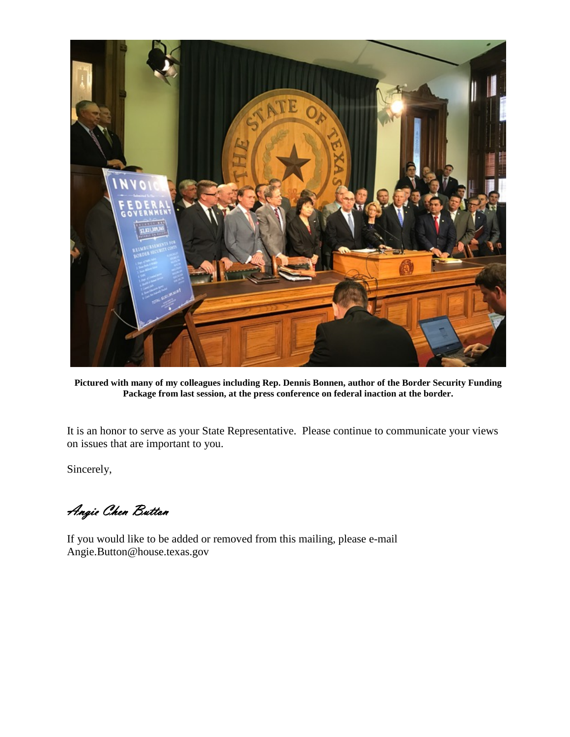**Pictured with many of my colleagues including Rep. Dennis Bonnen, author of the Border Security Funding Package from last session, at the press conference on federal inaction at the border.**

It is an honor to serve as your State Representative. Please continue to communicate your views on issues that are important to you.

Sincerely,

*Angie Chen Button*

If you would like to be added or removed from this mailing, please e-mail Angie.Button@house.texas.gov